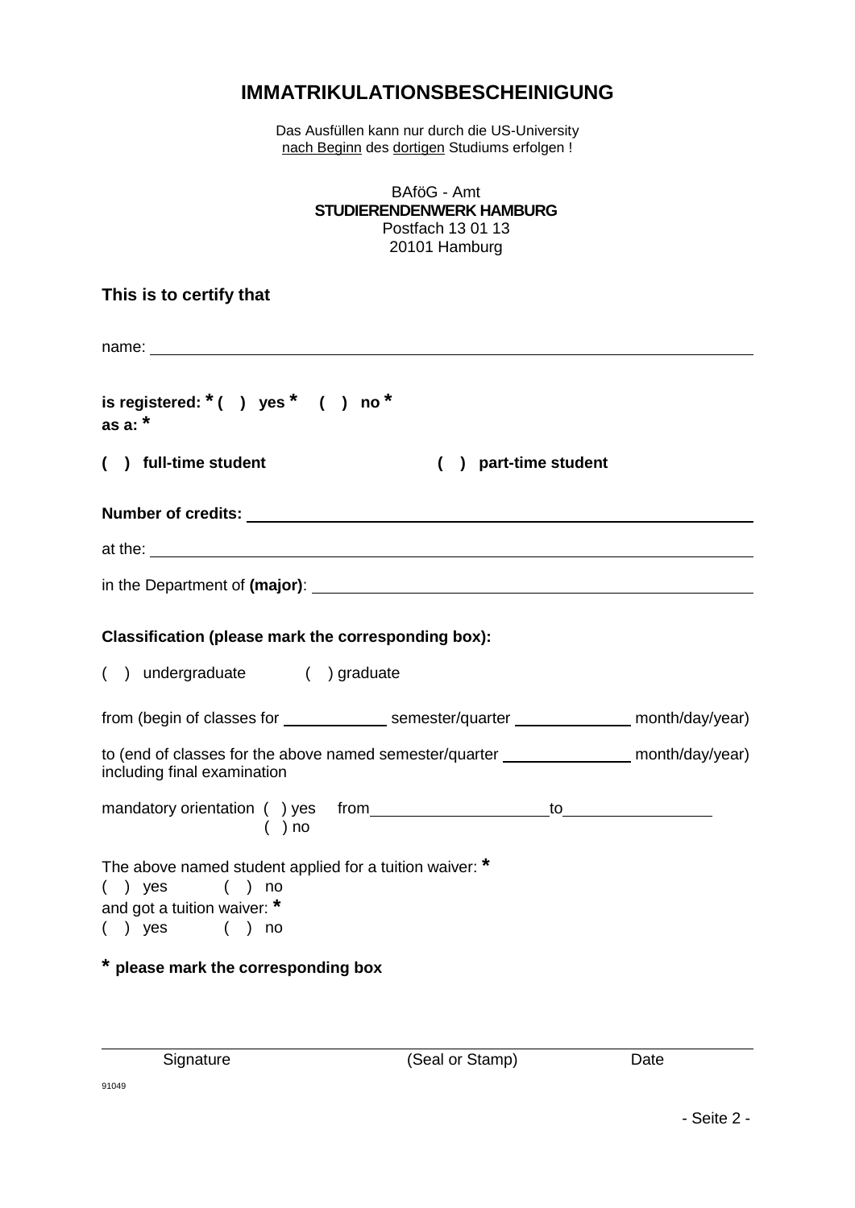# IMMATRIKULATIONSBESCHEINIGUNG

Das Ausfüllen kann nur durch die US-University
nach Beginn des dortigen Studiums erfolgen !

BAföG - Amt
**STUDIERENDENWERK HAMBURG**
Postfach 13 01 13
20101 Hamburg

**This is to certify that**

name: ______________________________________________________________

**is registered: * ( ) yes * ( ) no ***
**as a: ***

**( ) full-time student** **( ) part-time student**

**Number of credits:** ______________________________________________

at the: ______________________________________________________________

in the Department of **(major)**: _____________________________________

**Classification (please mark the corresponding box):**

( ) undergraduate ( ) graduate

from (begin of classes for ___________ semester/quarter ____________ month/day/year)

to (end of classes for the above named semester/quarter _____________ month/day/year) including final examination

mandatory orientation ( ) yes from __________________ to ________________
( ) no

The above named student applied for a tuition waiver: *
( ) yes ( ) no
and got a tuition waiver: *
( ) yes ( ) no

**\* please mark the corresponding box**

______________________________________________________________

Signature (Seal or Stamp) Date

91049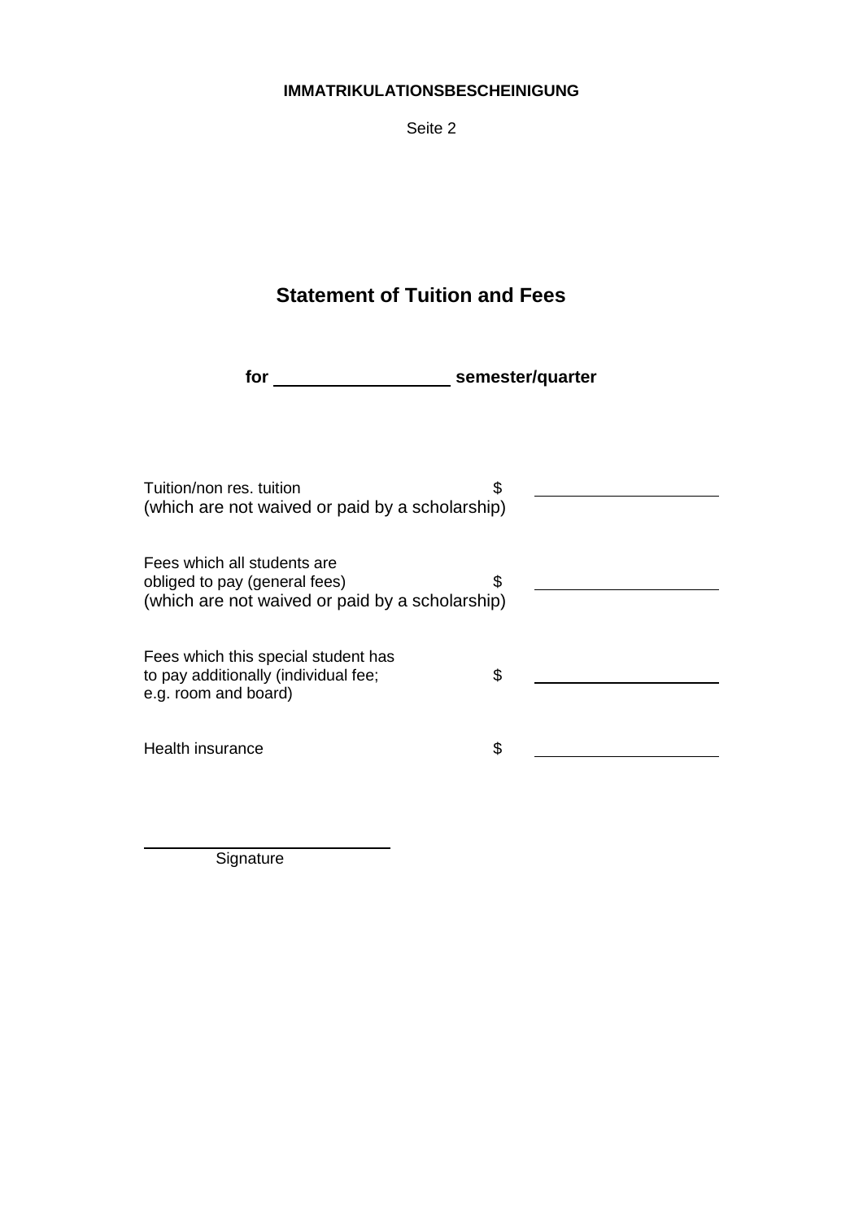**IMMATRIKULATIONSBESCHEINIGUNG**

Seite 2

## Statement of Tuition and Fees

**for \_\_\_\_\_\_\_\_\_\_\_\_\_\_\_\_\_\_ semester/quarter**

| | | |
|---|---|---|
| Tuition/non res. tuition (which are not waived or paid by a scholarship) | $ | \_\_\_\_\_\_\_\_\_\_\_\_\_\_\_\_\_\_ |
| Fees which all students are obliged to pay (general fees) (which are not waived or paid by a scholarship) | $ | \_\_\_\_\_\_\_\_\_\_\_\_\_\_\_\_\_\_ |
| Fees which this special student has to pay additionally (individual fee; e.g. room and board) | $ | \_\_\_\_\_\_\_\_\_\_\_\_\_\_\_\_\_\_ |
| Health insurance | $ | \_\_\_\_\_\_\_\_\_\_\_\_\_\_\_\_\_\_ |

\_\_\_\_\_\_\_\_\_\_\_\_\_\_\_\_\_\_\_\_\_\_\_\_\_\_

Signature